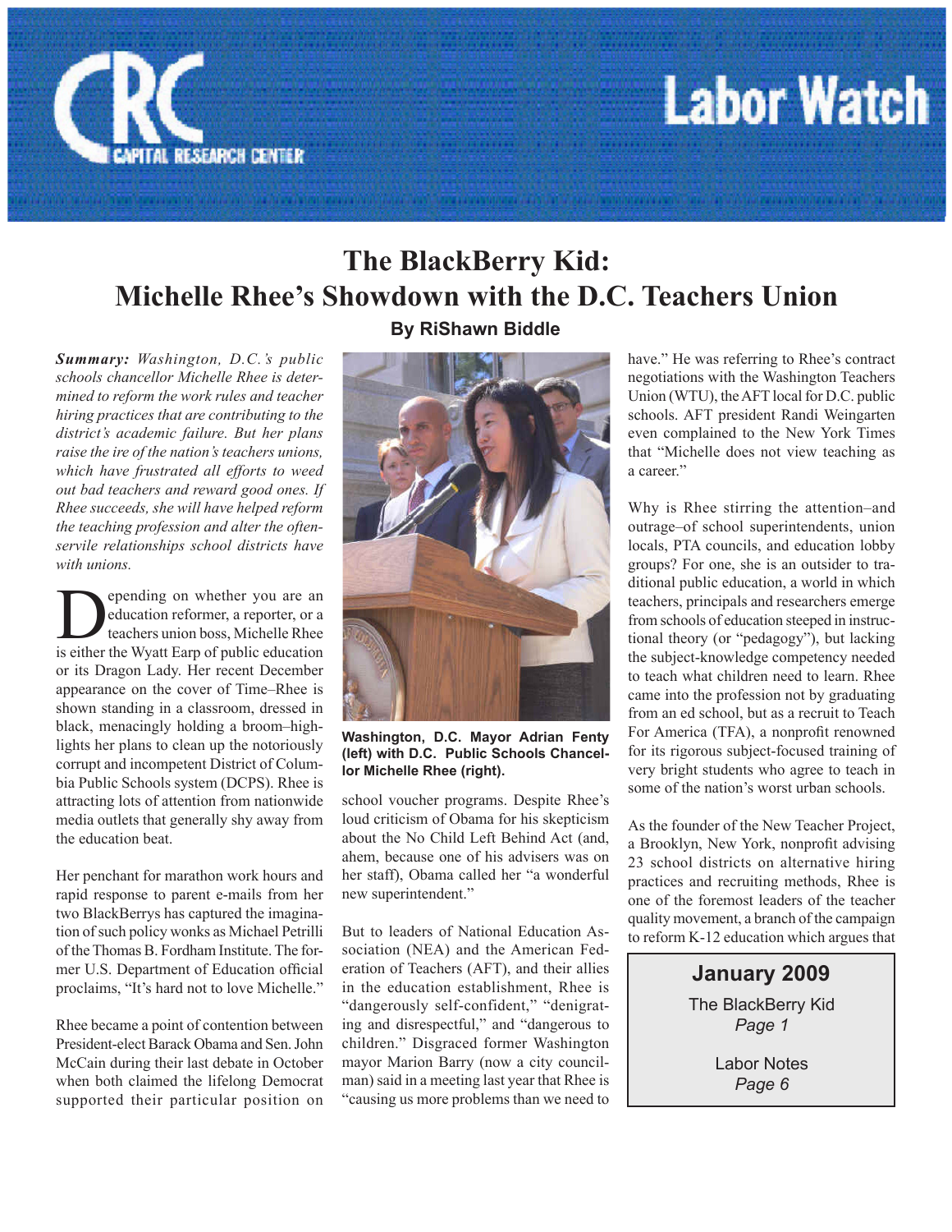# Labor Watch

## The BlackBerry Kid: Michelle Rhee's Showdown with the D.C. Teachers Union

**By RiShawn Biddle**

***Summary:*** *Washington, D.C.'s public schools chancellor Michelle Rhee is determined to reform the work rules and teacher hiring practices that are contributing to the district's academic failure. But her plans raise the ire of the nation's teachers unions, which have frustrated all efforts to weed out bad teachers and reward good ones. If Rhee succeeds, she will have helped reform the teaching profession and alter the often-servile relationships school districts have with unions.*

Depending on whether you are an education reformer, a reporter, or a teachers union boss, Michelle Rhee is either the Wyatt Earp of public education or its Dragon Lady. Her recent December appearance on the cover of Time–Rhee is shown standing in a classroom, dressed in black, menacingly holding a broom–highlights her plans to clean up the notoriously corrupt and incompetent District of Columbia Public Schools system (DCPS). Rhee is attracting lots of attention from nationwide media outlets that generally shy away from the education beat.

Her penchant for marathon work hours and rapid response to parent e-mails from her two BlackBerrys has captured the imagination of such policy wonks as Michael Petrilli of the Thomas B. Fordham Institute. The former U.S. Department of Education official proclaims, "It's hard not to love Michelle."

Rhee became a point of contention between President-elect Barack Obama and Sen. John McCain during their last debate in October when both claimed the lifelong Democrat supported their particular position on school voucher programs. Despite Rhee's loud criticism of Obama for his skepticism about the No Child Left Behind Act (and, ahem, because one of his advisers was on her staff), Obama called her "a wonderful new superintendent."

**Washington, D.C. Mayor Adrian Fenty (left) with D.C. Public Schools Chancellor Michelle Rhee (right).**

But to leaders of National Education Association (NEA) and the American Federation of Teachers (AFT), and their allies in the education establishment, Rhee is "dangerously self-confident," "denigrating and disrespectful," and "dangerous to children." Disgraced former Washington mayor Marion Barry (now a city councilman) said in a meeting last year that Rhee is "causing us more problems than we need to have." He was referring to Rhee's contract negotiations with the Washington Teachers Union (WTU), the AFT local for D.C. public schools. AFT president Randi Weingarten even complained to the New York Times that "Michelle does not view teaching as a career."

Why is Rhee stirring the attention–and outrage–of school superintendents, union locals, PTA councils, and education lobby groups? For one, she is an outsider to traditional public education, a world in which teachers, principals and researchers emerge from schools of education steeped in instructional theory (or "pedagogy"), but lacking the subject-knowledge competency needed to teach what children need to learn. Rhee came into the profession not by graduating from an ed school, but as a recruit to Teach For America (TFA), a nonprofit renowned for its rigorous subject-focused training of very bright students who agree to teach in some of the nation's worst urban schools.

As the founder of the New Teacher Project, a Brooklyn, New York, nonprofit advising 23 school districts on alternative hiring practices and recruiting methods, Rhee is one of the foremost leaders of the teacher quality movement, a branch of the campaign to reform K-12 education which argues that

**January 2009**

The BlackBerry Kid
*Page 1*

Labor Notes
*Page 6*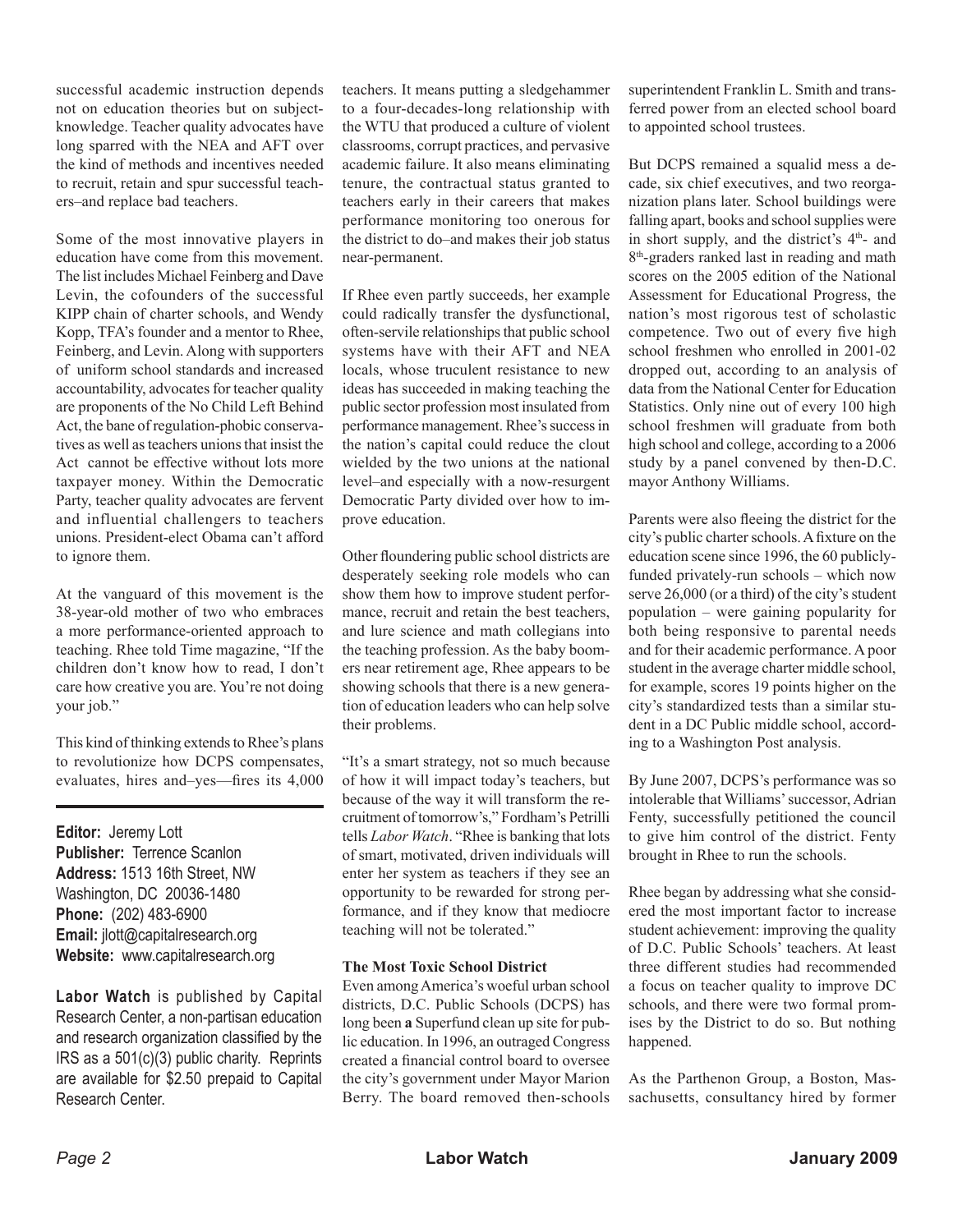successful academic instruction depends not on education theories but on subject-knowledge. Teacher quality advocates have long sparred with the NEA and AFT over the kind of methods and incentives needed to recruit, retain and spur successful teachers–and replace bad teachers.

Some of the most innovative players in education have come from this movement. The list includes Michael Feinberg and Dave Levin, the cofounders of the successful KIPP chain of charter schools, and Wendy Kopp, TFA's founder and a mentor to Rhee, Feinberg, and Levin. Along with supporters of uniform school standards and increased accountability, advocates for teacher quality are proponents of the No Child Left Behind Act, the bane of regulation-phobic conservatives as well as teachers unions that insist the Act cannot be effective without lots more taxpayer money. Within the Democratic Party, teacher quality advocates are fervent and influential challengers to teachers unions. President-elect Obama can't afford to ignore them.

At the vanguard of this movement is the 38-year-old mother of two who embraces a more performance-oriented approach to teaching. Rhee told Time magazine, "If the children don't know how to read, I don't care how creative you are. You're not doing your job."

This kind of thinking extends to Rhee's plans to revolutionize how DCPS compensates, evaluates, hires and–yes—fires its 4,000 teachers. It means putting a sledgehammer to a four-decades-long relationship with the WTU that produced a culture of violent classrooms, corrupt practices, and pervasive academic failure. It also means eliminating tenure, the contractual status granted to teachers early in their careers that makes performance monitoring too onerous for the district to do–and makes their job status near-permanent.

If Rhee even partly succeeds, her example could radically transfer the dysfunctional, often-servile relationships that public school systems have with their AFT and NEA locals, whose truculent resistance to new ideas has succeeded in making teaching the public sector profession most insulated from performance management. Rhee's success in the nation's capital could reduce the clout wielded by the two unions at the national level–and especially with a now-resurgent Democratic Party divided over how to improve education.

Other floundering public school districts are desperately seeking role models who can show them how to improve student performance, recruit and retain the best teachers, and lure science and math collegians into the teaching profession. As the baby boomers near retirement age, Rhee appears to be showing schools that there is a new generation of education leaders who can help solve their problems.

"It's a smart strategy, not so much because of how it will impact today's teachers, but because of the way it will transform the recruitment of tomorrow's," Fordham's Petrilli tells *Labor Watch*. "Rhee is banking that lots of smart, motivated, driven individuals will enter her system as teachers if they see an opportunity to be rewarded for strong performance, and if they know that mediocre teaching will not be tolerated."

### The Most Toxic School District

Even among America's woeful urban school districts, D.C. Public Schools (DCPS) has long been **a** Superfund clean up site for public education. In 1996, an outraged Congress created a financial control board to oversee the city's government under Mayor Marion Berry. The board removed then-schools superintendent Franklin L. Smith and transferred power from an elected school board to appointed school trustees.

But DCPS remained a squalid mess a decade, six chief executives, and two reorganization plans later. School buildings were falling apart, books and school supplies were in short supply, and the district's 4th- and 8th-graders ranked last in reading and math scores on the 2005 edition of the National Assessment for Educational Progress, the nation's most rigorous test of scholastic competence. Two out of every five high school freshmen who enrolled in 2001-02 dropped out, according to an analysis of data from the National Center for Education Statistics. Only nine out of every 100 high school freshmen will graduate from both high school and college, according to a 2006 study by a panel convened by then-D.C. mayor Anthony Williams.

Parents were also fleeing the district for the city's public charter schools. A fixture on the education scene since 1996, the 60 publicly-funded privately-run schools – which now serve 26,000 (or a third) of the city's student population – were gaining popularity for both being responsive to parental needs and for their academic performance. A poor student in the average charter middle school, for example, scores 19 points higher on the city's standardized tests than a similar student in a DC Public middle school, according to a Washington Post analysis.

By June 2007, DCPS's performance was so intolerable that Williams' successor, Adrian Fenty, successfully petitioned the council to give him control of the district. Fenty brought in Rhee to run the schools.

Rhee began by addressing what she considered the most important factor to increase student achievement: improving the quality of D.C. Public Schools' teachers. At least three different studies had recommended a focus on teacher quality to improve DC schools, and there were two formal promises by the District to do so. But nothing happened.

As the Parthenon Group, a Boston, Massachusetts, consultancy hired by former

---

**Editor:** Jeremy Lott
**Publisher:** Terrence Scanlon
**Address:** 1513 16th Street, NW Washington, DC 20036-1480
**Phone:** (202) 483-6900
**Email:** jlott@capitalresearch.org
**Website:** www.capitalresearch.org

**Labor Watch** is published by Capital Research Center, a non-partisan education and research organization classified by the IRS as a 501(c)(3) public charity. Reprints are available for $2.50 prepaid to Capital Research Center.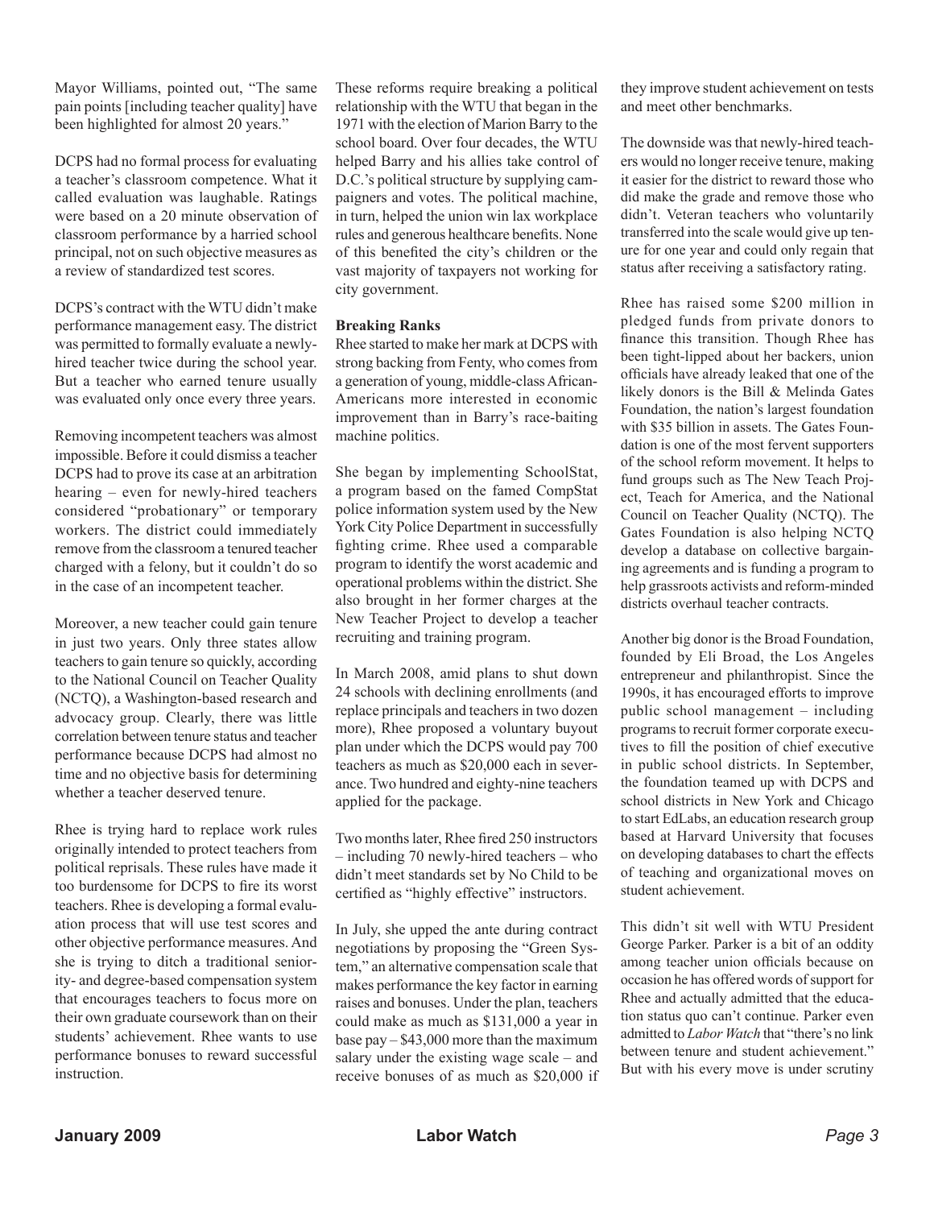Mayor Williams, pointed out, "The same pain points [including teacher quality] have been highlighted for almost 20 years."

DCPS had no formal process for evaluating a teacher's classroom competence. What it called evaluation was laughable. Ratings were based on a 20 minute observation of classroom performance by a harried school principal, not on such objective measures as a review of standardized test scores.

DCPS's contract with the WTU didn't make performance management easy. The district was permitted to formally evaluate a newly-hired teacher twice during the school year. But a teacher who earned tenure usually was evaluated only once every three years.

Removing incompetent teachers was almost impossible. Before it could dismiss a teacher DCPS had to prove its case at an arbitration hearing – even for newly-hired teachers considered "probationary" or temporary workers. The district could immediately remove from the classroom a tenured teacher charged with a felony, but it couldn't do so in the case of an incompetent teacher.

Moreover, a new teacher could gain tenure in just two years. Only three states allow teachers to gain tenure so quickly, according to the National Council on Teacher Quality (NCTQ), a Washington-based research and advocacy group. Clearly, there was little correlation between tenure status and teacher performance because DCPS had almost no time and no objective basis for determining whether a teacher deserved tenure.

Rhee is trying hard to replace work rules originally intended to protect teachers from political reprisals. These rules have made it too burdensome for DCPS to fire its worst teachers. Rhee is developing a formal evaluation process that will use test scores and other objective performance measures. And she is trying to ditch a traditional seniority- and degree-based compensation system that encourages teachers to focus more on their own graduate coursework than on their students' achievement. Rhee wants to use performance bonuses to reward successful instruction.

These reforms require breaking a political relationship with the WTU that began in the 1971 with the election of Marion Barry to the school board. Over four decades, the WTU helped Barry and his allies take control of D.C.'s political structure by supplying campaigners and votes. The political machine, in turn, helped the union win lax workplace rules and generous healthcare benefits. None of this benefited the city's children or the vast majority of taxpayers not working for city government.

**Breaking Ranks**

Rhee started to make her mark at DCPS with strong backing from Fenty, who comes from a generation of young, middle-class African-Americans more interested in economic improvement than in Barry's race-baiting machine politics.

She began by implementing SchoolStat, a program based on the famed CompStat police information system used by the New York City Police Department in successfully fighting crime. Rhee used a comparable program to identify the worst academic and operational problems within the district. She also brought in her former charges at the New Teacher Project to develop a teacher recruiting and training program.

In March 2008, amid plans to shut down 24 schools with declining enrollments (and replace principals and teachers in two dozen more), Rhee proposed a voluntary buyout plan under which the DCPS would pay 700 teachers as much as $20,000 each in severance. Two hundred and eighty-nine teachers applied for the package.

Two months later, Rhee fired 250 instructors – including 70 newly-hired teachers – who didn't meet standards set by No Child to be certified as "highly effective" instructors.

In July, she upped the ante during contract negotiations by proposing the "Green System," an alternative compensation scale that makes performance the key factor in earning raises and bonuses. Under the plan, teachers could make as much as $131,000 a year in base pay – $43,000 more than the maximum salary under the existing wage scale – and receive bonuses of as much as $20,000 if they improve student achievement on tests and meet other benchmarks.

The downside was that newly-hired teachers would no longer receive tenure, making it easier for the district to reward those who did make the grade and remove those who didn't. Veteran teachers who voluntarily transferred into the scale would give up tenure for one year and could only regain that status after receiving a satisfactory rating.

Rhee has raised some $200 million in pledged funds from private donors to finance this transition. Though Rhee has been tight-lipped about her backers, union officials have already leaked that one of the likely donors is the Bill & Melinda Gates Foundation, the nation's largest foundation with $35 billion in assets. The Gates Foundation is one of the most fervent supporters of the school reform movement. It helps to fund groups such as The New Teach Project, Teach for America, and the National Council on Teacher Quality (NCTQ). The Gates Foundation is also helping NCTQ develop a database on collective bargaining agreements and is funding a program to help grassroots activists and reform-minded districts overhaul teacher contracts.

Another big donor is the Broad Foundation, founded by Eli Broad, the Los Angeles entrepreneur and philanthropist. Since the 1990s, it has encouraged efforts to improve public school management – including programs to recruit former corporate executives to fill the position of chief executive in public school districts. In September, the foundation teamed up with DCPS and school districts in New York and Chicago to start EdLabs, an education research group based at Harvard University that focuses on developing databases to chart the effects of teaching and organizational moves on student achievement.

This didn't sit well with WTU President George Parker. Parker is a bit of an oddity among teacher union officials because on occasion he has offered words of support for Rhee and actually admitted that the education status quo can't continue. Parker even admitted to *Labor Watch* that "there's no link between tenure and student achievement." But with his every move is under scrutiny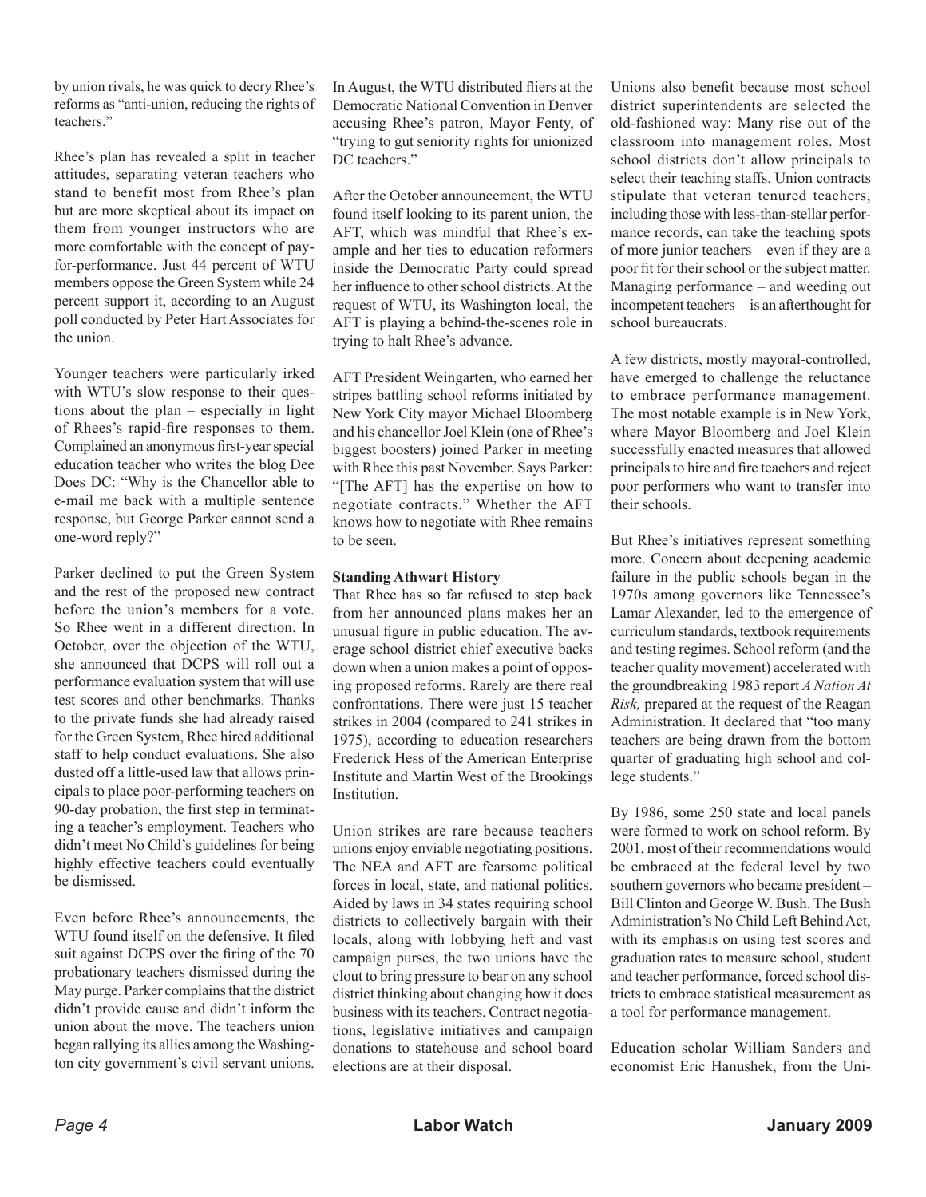by union rivals, he was quick to decry Rhee's reforms as "anti-union, reducing the rights of teachers."

Rhee's plan has revealed a split in teacher attitudes, separating veteran teachers who stand to benefit most from Rhee's plan but are more skeptical about its impact on them from younger instructors who are more comfortable with the concept of pay-for-performance. Just 44 percent of WTU members oppose the Green System while 24 percent support it, according to an August poll conducted by Peter Hart Associates for the union.

Younger teachers were particularly irked with WTU's slow response to their questions about the plan – especially in light of Rhees's rapid-fire responses to them. Complained an anonymous first-year special education teacher who writes the blog Dee Does DC: "Why is the Chancellor able to e-mail me back with a multiple sentence response, but George Parker cannot send a one-word reply?"

Parker declined to put the Green System and the rest of the proposed new contract before the union's members for a vote. So Rhee went in a different direction. In October, over the objection of the WTU, she announced that DCPS will roll out a performance evaluation system that will use test scores and other benchmarks. Thanks to the private funds she had already raised for the Green System, Rhee hired additional staff to help conduct evaluations. She also dusted off a little-used law that allows principals to place poor-performing teachers on 90-day probation, the first step in terminating a teacher's employment. Teachers who didn't meet No Child's guidelines for being highly effective teachers could eventually be dismissed.

Even before Rhee's announcements, the WTU found itself on the defensive. It filed suit against DCPS over the firing of the 70 probationary teachers dismissed during the May purge. Parker complains that the district didn't provide cause and didn't inform the union about the move. The teachers union began rallying its allies among the Washington city government's civil servant unions.

In August, the WTU distributed fliers at the Democratic National Convention in Denver accusing Rhee's patron, Mayor Fenty, of "trying to gut seniority rights for unionized DC teachers."

After the October announcement, the WTU found itself looking to its parent union, the AFT, which was mindful that Rhee's example and her ties to education reformers inside the Democratic Party could spread her influence to other school districts. At the request of WTU, its Washington local, the AFT is playing a behind-the-scenes role in trying to halt Rhee's advance.

AFT President Weingarten, who earned her stripes battling school reforms initiated by New York City mayor Michael Bloomberg and his chancellor Joel Klein (one of Rhee's biggest boosters) joined Parker in meeting with Rhee this past November. Says Parker: "[The AFT] has the expertise on how to negotiate contracts." Whether the AFT knows how to negotiate with Rhee remains to be seen.

**Standing Athwart History**

That Rhee has so far refused to step back from her announced plans makes her an unusual figure in public education. The average school district chief executive backs down when a union makes a point of opposing proposed reforms. Rarely are there real confrontations. There were just 15 teacher strikes in 2004 (compared to 241 strikes in 1975), according to education researchers Frederick Hess of the American Enterprise Institute and Martin West of the Brookings Institution.

Union strikes are rare because teachers unions enjoy enviable negotiating positions. The NEA and AFT are fearsome political forces in local, state, and national politics. Aided by laws in 34 states requiring school districts to collectively bargain with their locals, along with lobbying heft and vast campaign purses, the two unions have the clout to bring pressure to bear on any school district thinking about changing how it does business with its teachers. Contract negotiations, legislative initiatives and campaign donations to statehouse and school board elections are at their disposal.

Unions also benefit because most school district superintendents are selected the old-fashioned way: Many rise out of the classroom into management roles. Most school districts don't allow principals to select their teaching staffs. Union contracts stipulate that veteran tenured teachers, including those with less-than-stellar performance records, can take the teaching spots of more junior teachers – even if they are a poor fit for their school or the subject matter. Managing performance – and weeding out incompetent teachers—is an afterthought for school bureaucrats.

A few districts, mostly mayoral-controlled, have emerged to challenge the reluctance to embrace performance management. The most notable example is in New York, where Mayor Bloomberg and Joel Klein successfully enacted measures that allowed principals to hire and fire teachers and reject poor performers who want to transfer into their schools.

But Rhee's initiatives represent something more. Concern about deepening academic failure in the public schools began in the 1970s among governors like Tennessee's Lamar Alexander, led to the emergence of curriculum standards, textbook requirements and testing regimes. School reform (and the teacher quality movement) accelerated with the groundbreaking 1983 report *A Nation At Risk,* prepared at the request of the Reagan Administration. It declared that "too many teachers are being drawn from the bottom quarter of graduating high school and college students."

By 1986, some 250 state and local panels were formed to work on school reform. By 2001, most of their recommendations would be embraced at the federal level by two southern governors who became president – Bill Clinton and George W. Bush. The Bush Administration's No Child Left Behind Act, with its emphasis on using test scores and graduation rates to measure school, student and teacher performance, forced school districts to embrace statistical measurement as a tool for performance management.

Education scholar William Sanders and economist Eric Hanushek, from the Uni-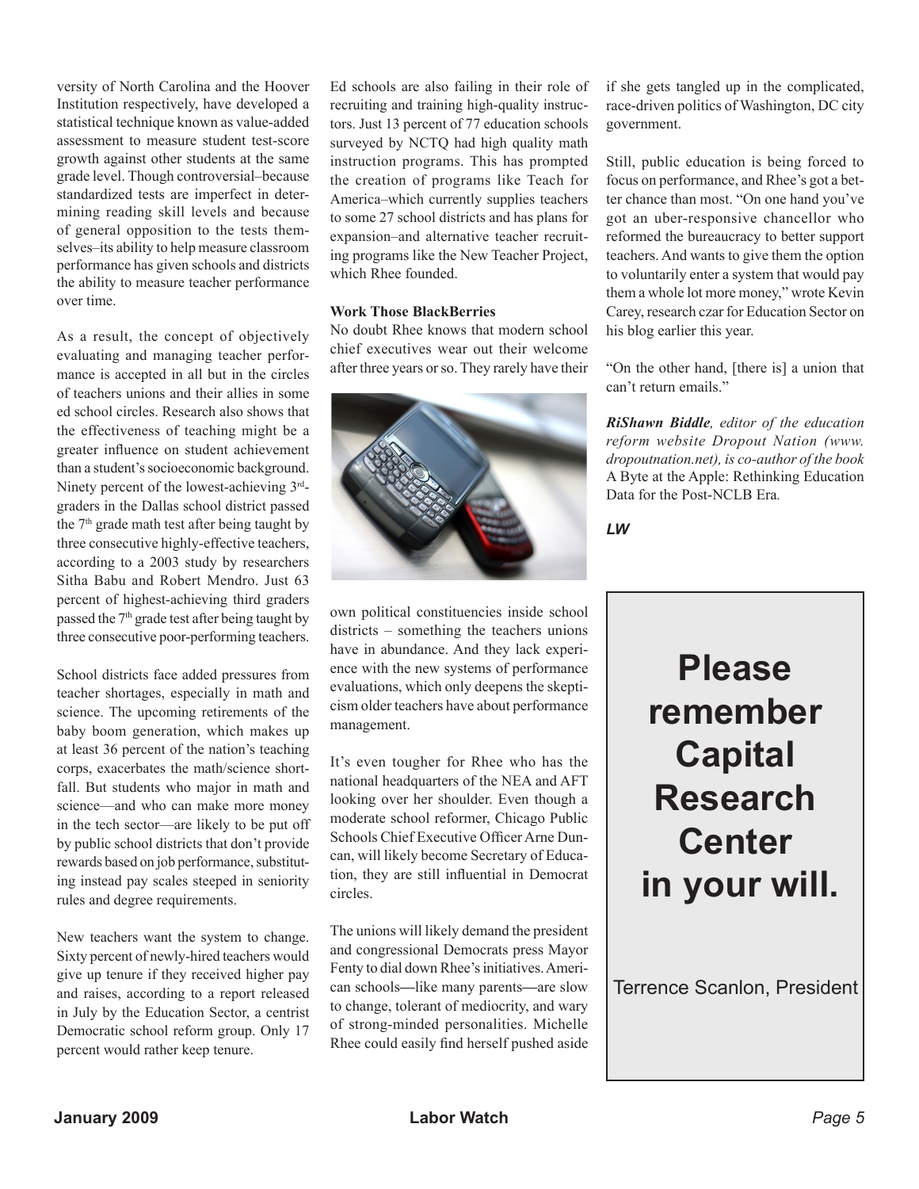versity of North Carolina and the Hoover Institution respectively, have developed a statistical technique known as value-added assessment to measure student test-score growth against other students at the same grade level. Though controversial–because standardized tests are imperfect in determining reading skill levels and because of general opposition to the tests themselves–its ability to help measure classroom performance has given schools and districts the ability to measure teacher performance over time.

As a result, the concept of objectively evaluating and managing teacher performance is accepted in all but in the circles of teachers unions and their allies in some ed school circles. Research also shows that the effectiveness of teaching might be a greater influence on student achievement than a student's socioeconomic background. Ninety percent of the lowest-achieving 3rd-graders in the Dallas school district passed the 7th grade math test after being taught by three consecutive highly-effective teachers, according to a 2003 study by researchers Sitha Babu and Robert Mendro. Just 63 percent of highest-achieving third graders passed the 7th grade test after being taught by three consecutive poor-performing teachers.

School districts face added pressures from teacher shortages, especially in math and science. The upcoming retirements of the baby boom generation, which makes up at least 36 percent of the nation's teaching corps, exacerbates the math/science shortfall. But students who major in math and science—and who can make more money in the tech sector—are likely to be put off by public school districts that don't provide rewards based on job performance, substituting instead pay scales steeped in seniority rules and degree requirements.

New teachers want the system to change. Sixty percent of newly-hired teachers would give up tenure if they received higher pay and raises, according to a report released in July by the Education Sector, a centrist Democratic school reform group. Only 17 percent would rather keep tenure.

Ed schools are also failing in their role of recruiting and training high-quality instructors. Just 13 percent of 77 education schools surveyed by NCTQ had high quality math instruction programs. This has prompted the creation of programs like Teach for America–which currently supplies teachers to some 27 school districts and has plans for expansion–and alternative teacher recruiting programs like the New Teacher Project, which Rhee founded.

**Work Those BlackBerries**

No doubt Rhee knows that modern school chief executives wear out their welcome after three years or so. They rarely have their own political constituencies inside school districts – something the teachers unions have in abundance. And they lack experience with the new systems of performance evaluations, which only deepens the skepticism older teachers have about performance management.

It's even tougher for Rhee who has the national headquarters of the NEA and AFT looking over her shoulder. Even though a moderate school reformer, Chicago Public Schools Chief Executive Officer Arne Duncan, will likely become Secretary of Education, they are still influential in Democrat circles.

The unions will likely demand the president and congressional Democrats press Mayor Fenty to dial down Rhee's initiatives. American schools—like many parents—are slow to change, tolerant of mediocrity, and wary of strong-minded personalities. Michelle Rhee could easily find herself pushed aside if she gets tangled up in the complicated, race-driven politics of Washington, DC city government.

Still, public education is being forced to focus on performance, and Rhee's got a better chance than most. "On one hand you've got an uber-responsive chancellor who reformed the bureaucracy to better support teachers. And wants to give them the option to voluntarily enter a system that would pay them a whole lot more money," wrote Kevin Carey, research czar for Education Sector on his blog earlier this year.

"On the other hand, [there is] a union that can't return emails."

***RiShawn Biddle**, editor of the education reform website Dropout Nation (www.dropoutnation.net), is co-author of the book* A Byte at the Apple: Rethinking Education Data for the Post-NCLB Era.

***LW***

**Please remember Capital Research Center in your will.**

Terrence Scanlon, President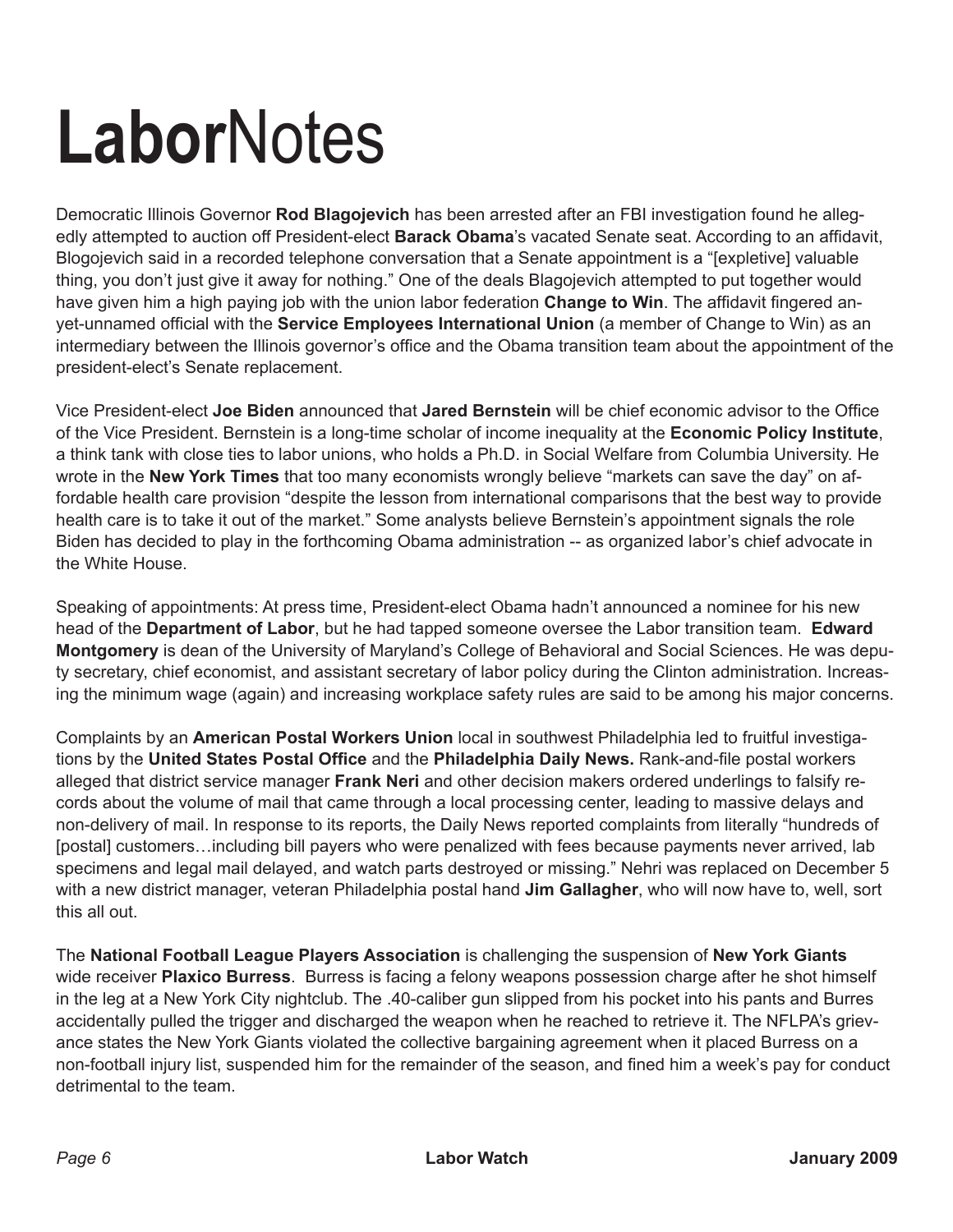# **Labor**Notes

Democratic Illinois Governor **Rod Blagojevich** has been arrested after an FBI investigation found he allegedly attempted to auction off President-elect **Barack Obama**'s vacated Senate seat. According to an affidavit, Blogojevich said in a recorded telephone conversation that a Senate appointment is a "[expletive] valuable thing, you don't just give it away for nothing." One of the deals Blagojevich attempted to put together would have given him a high paying job with the union labor federation **Change to Win**. The affidavit fingered an-yet-unnamed official with the **Service Employees International Union** (a member of Change to Win) as an intermediary between the Illinois governor's office and the Obama transition team about the appointment of the president-elect's Senate replacement.

Vice President-elect **Joe Biden** announced that **Jared Bernstein** will be chief economic advisor to the Office of the Vice President. Bernstein is a long-time scholar of income inequality at the **Economic Policy Institute**, a think tank with close ties to labor unions, who holds a Ph.D. in Social Welfare from Columbia University. He wrote in the **New York Times** that too many economists wrongly believe "markets can save the day" on affordable health care provision "despite the lesson from international comparisons that the best way to provide health care is to take it out of the market." Some analysts believe Bernstein's appointment signals the role Biden has decided to play in the forthcoming Obama administration -- as organized labor's chief advocate in the White House.

Speaking of appointments: At press time, President-elect Obama hadn't announced a nominee for his new head of the **Department of Labor**, but he had tapped someone oversee the Labor transition team. **Edward Montgomery** is dean of the University of Maryland's College of Behavioral and Social Sciences. He was deputy secretary, chief economist, and assistant secretary of labor policy during the Clinton administration. Increasing the minimum wage (again) and increasing workplace safety rules are said to be among his major concerns.

Complaints by an **American Postal Workers Union** local in southwest Philadelphia led to fruitful investigations by the **United States Postal Office** and the **Philadelphia Daily News.** Rank-and-file postal workers alleged that district service manager **Frank Neri** and other decision makers ordered underlings to falsify records about the volume of mail that came through a local processing center, leading to massive delays and non-delivery of mail. In response to its reports, the Daily News reported complaints from literally "hundreds of [postal] customers…including bill payers who were penalized with fees because payments never arrived, lab specimens and legal mail delayed, and watch parts destroyed or missing." Nehri was replaced on December 5 with a new district manager, veteran Philadelphia postal hand **Jim Gallagher**, who will now have to, well, sort this all out.

The **National Football League Players Association** is challenging the suspension of **New York Giants** wide receiver **Plaxico Burress**. Burress is facing a felony weapons possession charge after he shot himself in the leg at a New York City nightclub. The .40-caliber gun slipped from his pocket into his pants and Burres accidentally pulled the trigger and discharged the weapon when he reached to retrieve it. The NFLPA's grievance states the New York Giants violated the collective bargaining agreement when it placed Burress on a non-football injury list, suspended him for the remainder of the season, and fined him a week's pay for conduct detrimental to the team.